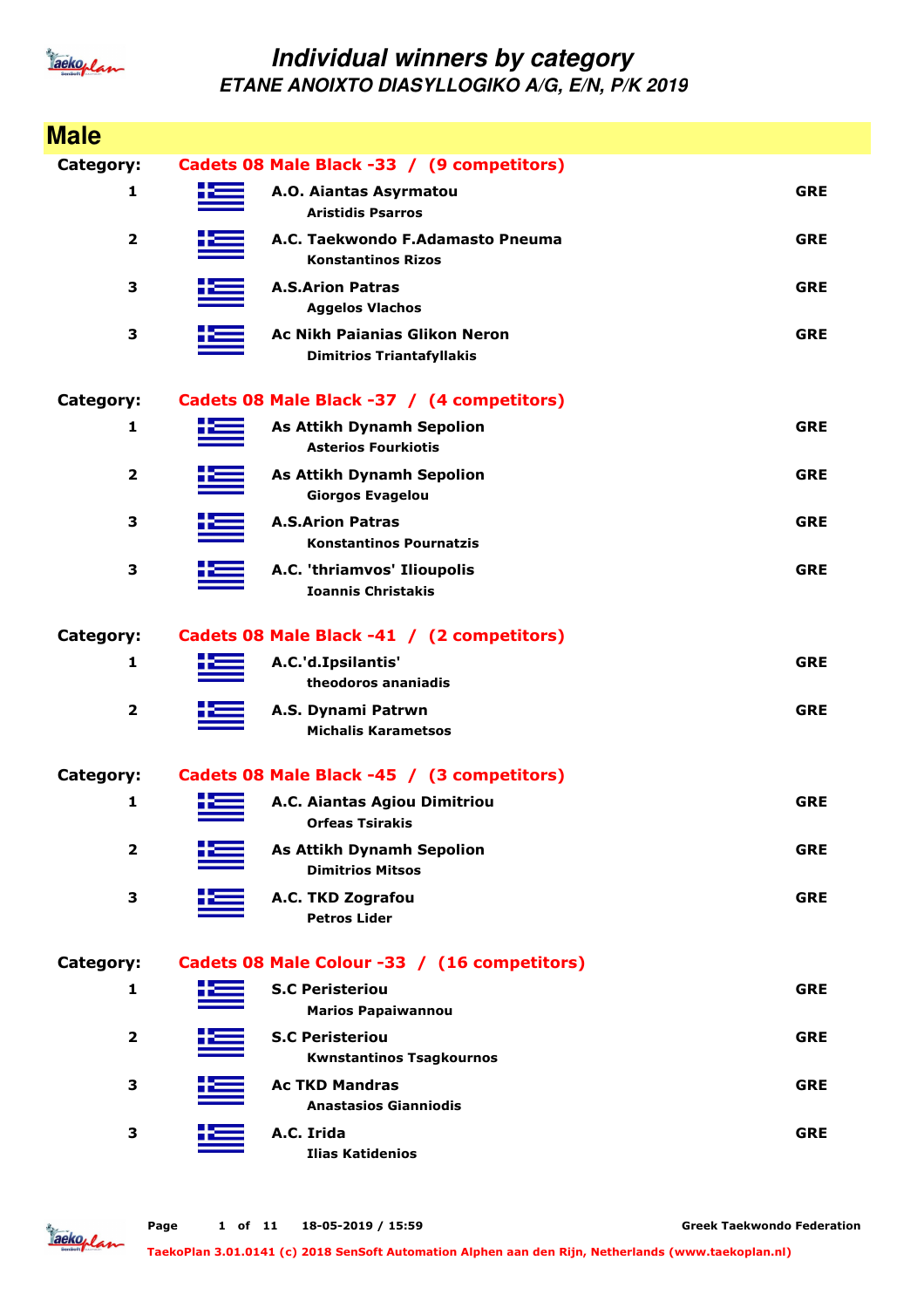# Individual winners by category

## ETANE ANOIXTO DIASYLLOGIKO A/G, E/N, P/K 2019

## Male

**Category: Cadets 08 Male Black -33 / (9 competitors)**

| Place | Club / Name | Country |
|---|---|---|
| 1 | A.O. Aiantas Asyrmatou<br>Aristidis Psarros | GRE |
| 2 | A.C. Taekwondo F.Adamasto Pneuma<br>Konstantinos Rizos | GRE |
| 3 | A.S.Arion Patras<br>Aggelos Vlachos | GRE |
| 3 | Ac Nikh Paianias Glikon Neron<br>Dimitrios Triantafyllakis | GRE |

**Category: Cadets 08 Male Black -37 / (4 competitors)**

| Place | Club / Name | Country |
|---|---|---|
| 1 | As Attikh Dynamh Sepolion<br>Asterios Fourkiotis | GRE |
| 2 | As Attikh Dynamh Sepolion<br>Giorgos Evagelou | GRE |
| 3 | A.S.Arion Patras<br>Konstantinos Pournatzis | GRE |
| 3 | A.C. 'thriamvos' Ilioupolis<br>Ioannis Christakis | GRE |

**Category: Cadets 08 Male Black -41 / (2 competitors)**

| Place | Club / Name | Country |
|---|---|---|
| 1 | A.C.'d.Ipsilantis'<br>theodoros ananiadis | GRE |
| 2 | A.S. Dynami Patrwn<br>Michalis Karametsos | GRE |

**Category: Cadets 08 Male Black -45 / (3 competitors)**

| Place | Club / Name | Country |
|---|---|---|
| 1 | A.C. Aiantas Agiou Dimitriou<br>Orfeas Tsirakis | GRE |
| 2 | As Attikh Dynamh Sepolion<br>Dimitrios Mitsos | GRE |
| 3 | A.C. TKD Zografou<br>Petros Lider | GRE |

**Category: Cadets 08 Male Colour -33 / (16 competitors)**

| Place | Club / Name | Country |
|---|---|---|
| 1 | S.C Peristeriou<br>Marios Papaiwannou | GRE |
| 2 | S.C Peristeriou<br>Kwnstantinos Tsagkournos | GRE |
| 3 | Ac TKD Mandras<br>Anastasios Gianniodis | GRE |
| 3 | A.C. Irida<br>Ilias Katidenios | GRE |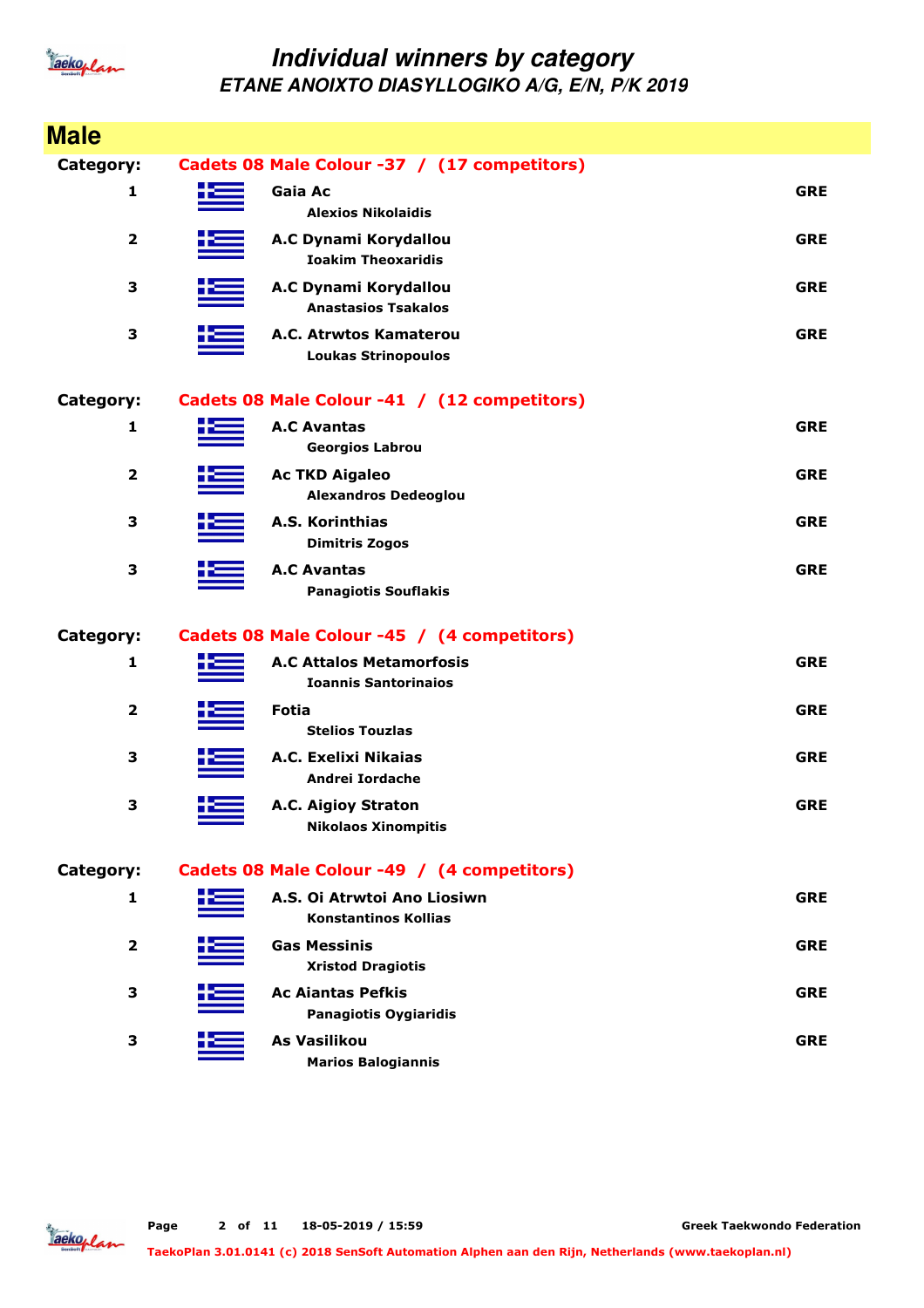# Individual winners by category

## ETANE ANOIXTO DIASYLLOGIKO A/G, E/N, P/K 2019

## Male

**Category: Cadets 08 Male Colour -37 / (17 competitors)**

| Place | Club / Name | Country |
|---|---|---|
| 1 | Gaia Ac<br>Alexios Nikolaidis | GRE |
| 2 | A.C Dynami Korydallou<br>Ioakim Theoxaridis | GRE |
| 3 | A.C Dynami Korydallou<br>Anastasios Tsakalos | GRE |
| 3 | A.C. Atrwtos Kamaterou<br>Loukas Strinopoulos | GRE |

**Category: Cadets 08 Male Colour -41 / (12 competitors)**

| Place | Club / Name | Country |
|---|---|---|
| 1 | A.C Avantas<br>Georgios Labrou | GRE |
| 2 | Ac TKD Aigaleo<br>Alexandros Dedeoglou | GRE |
| 3 | A.S. Korinthias<br>Dimitris Zogos | GRE |
| 3 | A.C Avantas<br>Panagiotis Souflakis | GRE |

**Category: Cadets 08 Male Colour -45 / (4 competitors)**

| Place | Club / Name | Country |
|---|---|---|
| 1 | A.C Attalos Metamorfosis<br>Ioannis Santorinaios | GRE |
| 2 | Fotia<br>Stelios Touzlas | GRE |
| 3 | A.C. Exelixi Nikaias<br>Andrei Iordache | GRE |
| 3 | A.C. Aigioy Straton<br>Nikolaos Xinompitis | GRE |

**Category: Cadets 08 Male Colour -49 / (4 competitors)**

| Place | Club / Name | Country |
|---|---|---|
| 1 | A.S. Oi Atrwtoi Ano Liosiwn<br>Konstantinos Kollias | GRE |
| 2 | Gas Messinis<br>Xristod Dragiotis | GRE |
| 3 | Ac Aiantas Pefkis<br>Panagiotis Oygiaridis | GRE |
| 3 | As Vasilikou<br>Marios Balogiannis | GRE |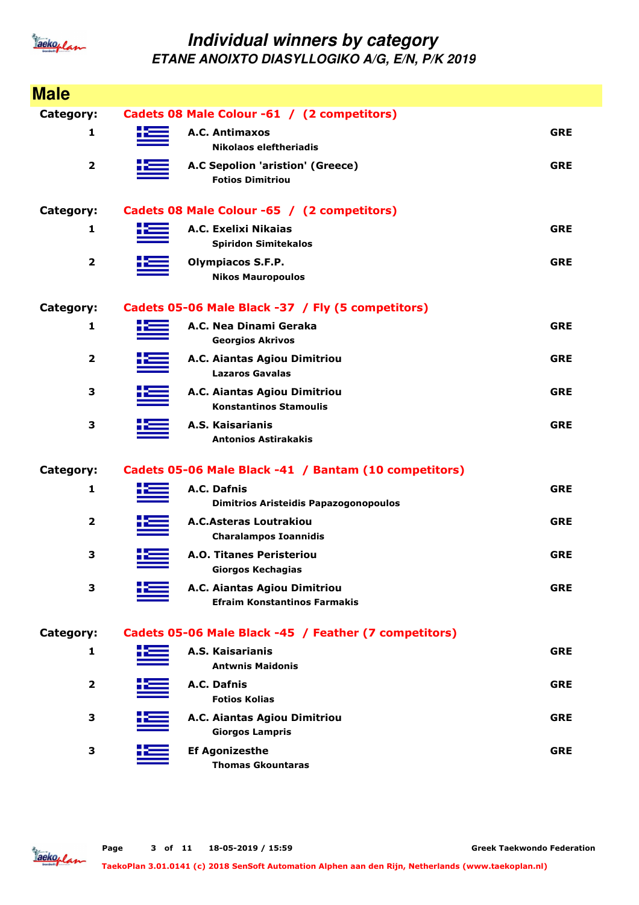# Individual winners by category

## ETANE ANOIXTO DIASYLLOGIKO A/G, E/N, P/K 2019

## Male

**Category:** Cadets 08 Male Colour -61 / (2 competitors)

| Place | Club / Athlete | Country |
|---|---|---|
| 1 | **A.C. Antimaxos**<br>Nikolaos eleftheriadis | GRE |
| 2 | **A.C Sepolion 'aristion' (Greece)**<br>Fotios Dimitriou | GRE |

**Category:** Cadets 08 Male Colour -65 / (2 competitors)

| Place | Club / Athlete | Country |
|---|---|---|
| 1 | **A.C. Exelixi Nikaias**<br>Spiridon Simitekalos | GRE |
| 2 | **Olympiacos S.F.P.**<br>Nikos Mauropoulos | GRE |

**Category:** Cadets 05-06 Male Black -37 / Fly (5 competitors)

| Place | Club / Athlete | Country |
|---|---|---|
| 1 | **A.C. Nea Dinami Geraka**<br>Georgios Akrivos | GRE |
| 2 | **A.C. Aiantas Agiou Dimitriou**<br>Lazaros Gavalas | GRE |
| 3 | **A.C. Aiantas Agiou Dimitriou**<br>Konstantinos Stamoulis | GRE |
| 3 | **A.S. Kaisarianis**<br>Antonios Astirakakis | GRE |

**Category:** Cadets 05-06 Male Black -41 / Bantam (10 competitors)

| Place | Club / Athlete | Country |
|---|---|---|
| 1 | **A.C. Dafnis**<br>Dimitrios Aristeidis Papazogonopoulos | GRE |
| 2 | **A.C.Asteras Loutrakiou**<br>Charalampos Ioannidis | GRE |
| 3 | **A.O. Titanes Peristeriou**<br>Giorgos Kechagias | GRE |
| 3 | **A.C. Aiantas Agiou Dimitriou**<br>Efraim Konstantinos Farmakis | GRE |

**Category:** Cadets 05-06 Male Black -45 / Feather (7 competitors)

| Place | Club / Athlete | Country |
|---|---|---|
| 1 | **A.S. Kaisarianis**<br>Antwnis Maidonis | GRE |
| 2 | **A.C. Dafnis**<br>Fotios Kolias | GRE |
| 3 | **A.C. Aiantas Agiou Dimitriou**<br>Giorgos Lampris | GRE |
| 3 | **Ef Agonizesthe**<br>Thomas Gkountaras | GRE |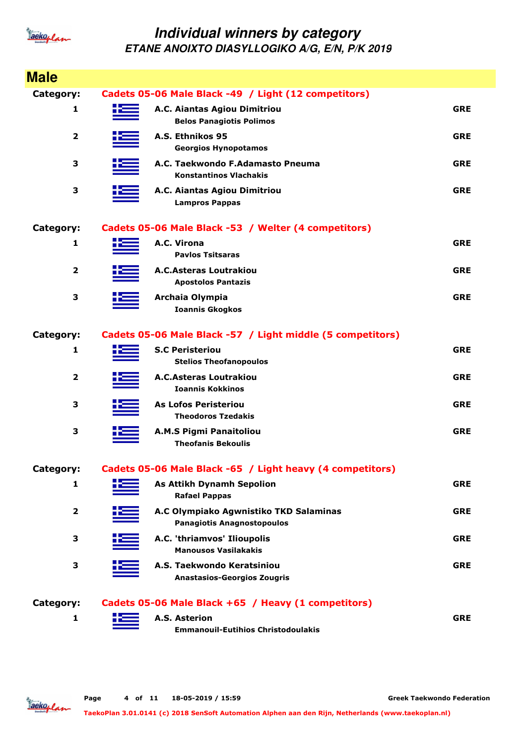# Individual winners by category

## ETANE ANOIXTO DIASYLLOGIKO A/G, E/N, P/K 2019

## Male

**Category: Cadets 05-06 Male Black -49 / Light (12 competitors)**

| Rank | Club / Competitor | Country |
|---|---|---|
| 1 | A.C. Aiantas Agiou Dimitriou<br>Belos Panagiotis Polimos | GRE |
| 2 | A.S. Ethnikos 95<br>Georgios Hynopotamos | GRE |
| 3 | A.C. Taekwondo F.Adamasto Pneuma<br>Konstantinos Vlachakis | GRE |
| 3 | A.C. Aiantas Agiou Dimitriou<br>Lampros Pappas | GRE |

**Category: Cadets 05-06 Male Black -53 / Welter (4 competitors)**

| Rank | Club / Competitor | Country |
|---|---|---|
| 1 | A.C. Virona<br>Pavlos Tsitsaras | GRE |
| 2 | A.C.Asteras Loutrakiou<br>Apostolos Pantazis | GRE |
| 3 | Archaia Olympia<br>Ioannis Gkogkos | GRE |

**Category: Cadets 05-06 Male Black -57 / Light middle (5 competitors)**

| Rank | Club / Competitor | Country |
|---|---|---|
| 1 | S.C Peristeriou<br>Stelios Theofanopoulos | GRE |
| 2 | A.C.Asteras Loutrakiou<br>Ioannis Kokkinos | GRE |
| 3 | As Lofos Peristeriou<br>Theodoros Tzedakis | GRE |
| 3 | A.M.S Pigmi Panaitoliou<br>Theofanis Bekoulis | GRE |

**Category: Cadets 05-06 Male Black -65 / Light heavy (4 competitors)**

| Rank | Club / Competitor | Country |
|---|---|---|
| 1 | As Attikh Dynamh Sepolion<br>Rafael Pappas | GRE |
| 2 | A.C Olympiako Agwnistiko TKD Salaminas<br>Panagiotis Anagnostopoulos | GRE |
| 3 | A.C. 'thriamvos' Ilioupolis<br>Manousos Vasilakakis | GRE |
| 3 | A.S. Taekwondo Keratsiniou<br>Anastasios-Georgios Zougris | GRE |

**Category: Cadets 05-06 Male Black +65 / Heavy (1 competitors)**

| Rank | Club / Competitor | Country |
|---|---|---|
| 1 | A.S. Asterion<br>Emmanouil-Eutihios Christodoulakis | GRE |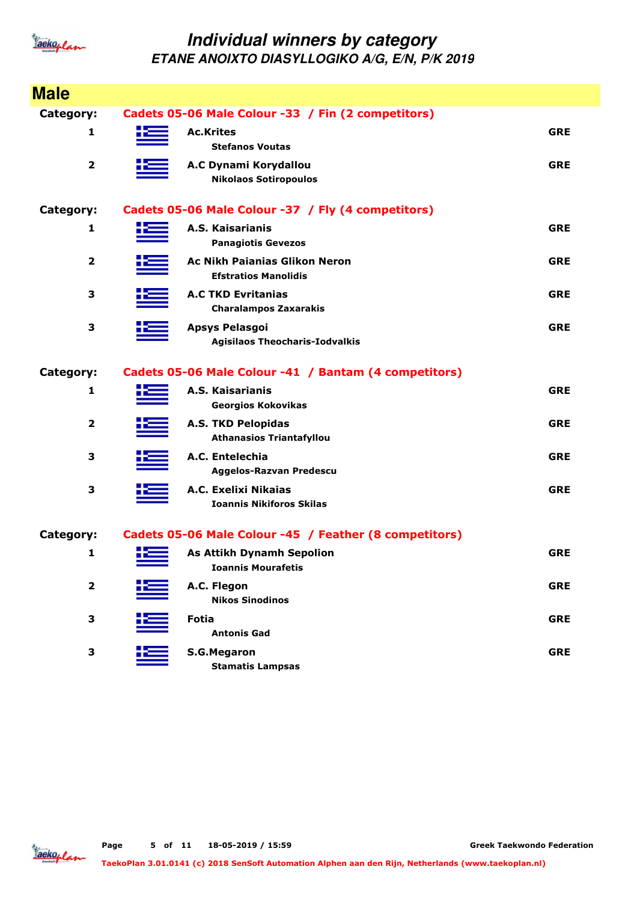# Individual winners by category

## ETANE ANOIXTO DIASYLLOGIKO A/G, E/N, P/K 2019

## Male

**Category:** Cadets 05-06 Male Colour -33 / Fin (2 competitors)

| Place | Club / Athlete | Country |
|---|---|---|
| 1 | **Ac.Krites**<br>Stefanos Voutas | GRE |
| 2 | **A.C Dynami Korydallou**<br>Nikolaos Sotiropoulos | GRE |

**Category:** Cadets 05-06 Male Colour -37 / Fly (4 competitors)

| Place | Club / Athlete | Country |
|---|---|---|
| 1 | **A.S. Kaisarianis**<br>Panagiotis Gevezos | GRE |
| 2 | **Ac Nikh Paianias Glikon Neron**<br>Efstratios Manolidis | GRE |
| 3 | **A.C TKD Evritanias**<br>Charalampos Zaxarakis | GRE |
| 3 | **Apsys Pelasgoi**<br>Agisilaos Theocharis-Iodvalkis | GRE |

**Category:** Cadets 05-06 Male Colour -41 / Bantam (4 competitors)

| Place | Club / Athlete | Country |
|---|---|---|
| 1 | **A.S. Kaisarianis**<br>Georgios Kokovikas | GRE |
| 2 | **A.S. TKD Pelopidas**<br>Athanasios Triantafyllou | GRE |
| 3 | **A.C. Entelechia**<br>Aggelos-Razvan Predescu | GRE |
| 3 | **A.C. Exelixi Nikaias**<br>Ioannis Nikiforos Skilas | GRE |

**Category:** Cadets 05-06 Male Colour -45 / Feather (8 competitors)

| Place | Club / Athlete | Country |
|---|---|---|
| 1 | **As Attikh Dynamh Sepolion**<br>Ioannis Mourafetis | GRE |
| 2 | **A.C. Flegon**<br>Nikos Sinodinos | GRE |
| 3 | **Fotia**<br>Antonis Gad | GRE |
| 3 | **S.G.Megaron**<br>Stamatis Lampsas | GRE |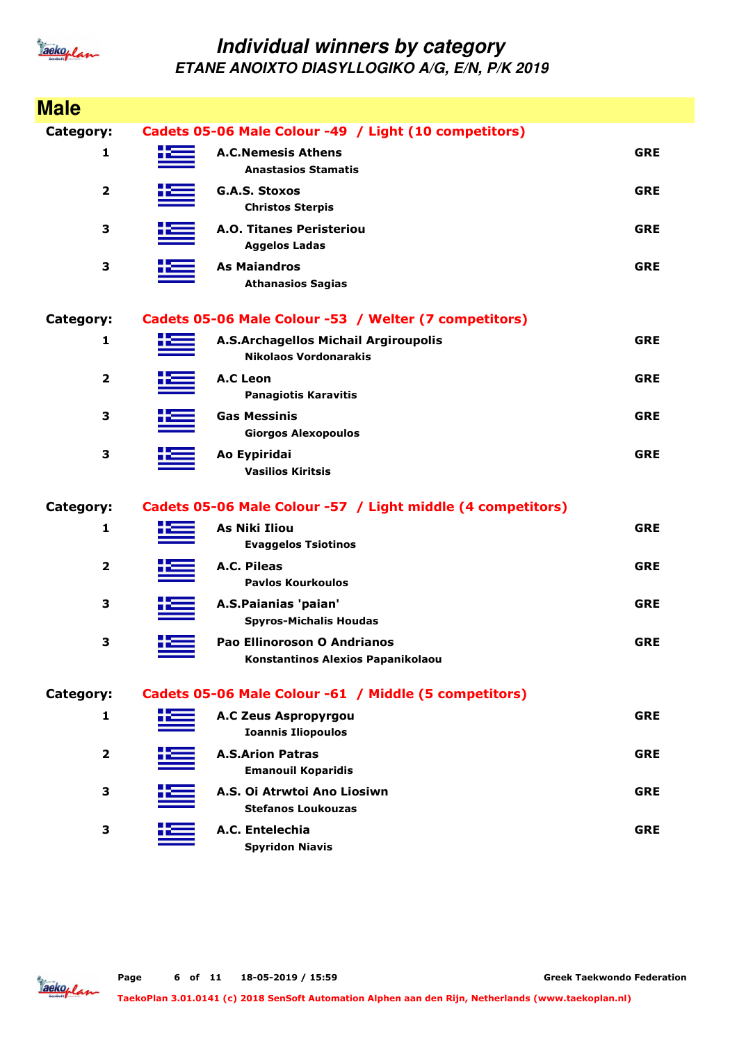# Individual winners by category

## ETANE ANOIXTO DIASYLLOGIKO A/G, E/N, P/K 2019

## Male

### Category: Cadets 05-06 Male Colour -49 / Light (10 competitors)

| Place | Club / Athlete | Country |
|---|---|---|
| 1 | **A.C.Nemesis Athens**<br>Anastasios Stamatis | GRE |
| 2 | **G.A.S. Stoxos**<br>Christos Sterpis | GRE |
| 3 | **A.O. Titanes Peristeriou**<br>Aggelos Ladas | GRE |
| 3 | **As Maiandros**<br>Athanasios Sagias | GRE |

### Category: Cadets 05-06 Male Colour -53 / Welter (7 competitors)

| Place | Club / Athlete | Country |
|---|---|---|
| 1 | **A.S.Archagellos Michail Argiroupolis**<br>Nikolaos Vordonarakis | GRE |
| 2 | **A.C Leon**<br>Panagiotis Karavitis | GRE |
| 3 | **Gas Messinis**<br>Giorgos Alexopoulos | GRE |
| 3 | **Ao Eypiridai**<br>Vasilios Kiritsis | GRE |

### Category: Cadets 05-06 Male Colour -57 / Light middle (4 competitors)

| Place | Club / Athlete | Country |
|---|---|---|
| 1 | **As Niki Iliou**<br>Evaggelos Tsiotinos | GRE |
| 2 | **A.C. Pileas**<br>Pavlos Kourkoulos | GRE |
| 3 | **A.S.Paianias 'paian'**<br>Spyros-Michalis Houdas | GRE |
| 3 | **Pao Ellinoroson O Andrianos**<br>Konstantinos Alexios Papanikolaou | GRE |

### Category: Cadets 05-06 Male Colour -61 / Middle (5 competitors)

| Place | Club / Athlete | Country |
|---|---|---|
| 1 | **A.C Zeus Aspropyrgou**<br>Ioannis Iliopoulos | GRE |
| 2 | **A.S.Arion Patras**<br>Emanouil Koparidis | GRE |
| 3 | **A.S. Oi Atrwtoi Ano Liosiwn**<br>Stefanos Loukouzas | GRE |
| 3 | **A.C. Entelechia**<br>Spyridon Niavis | GRE |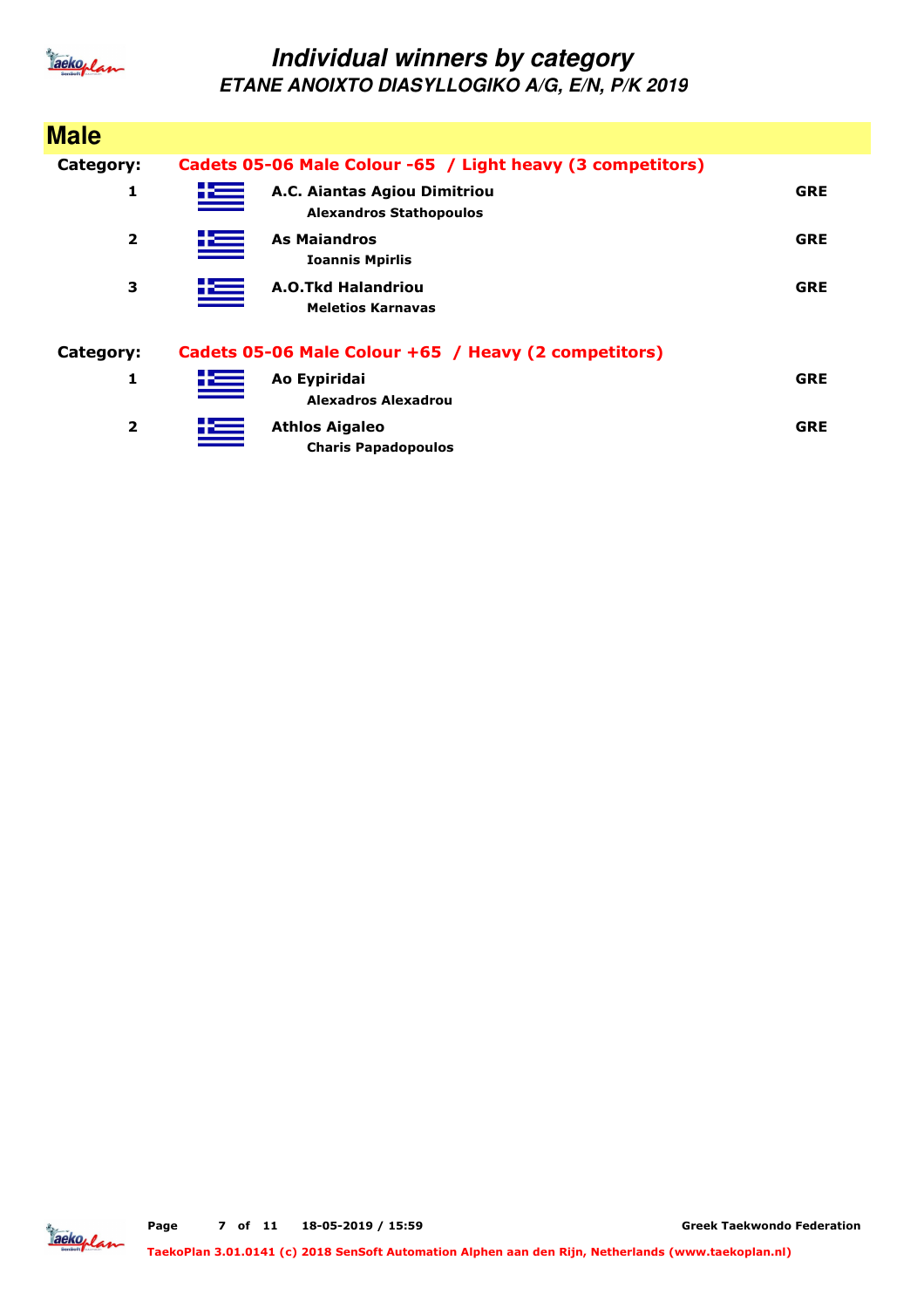# Individual winners by category

## ETANE ANOIXTO DIASYLLOGIKO A/G, E/N, P/K 2019

## Male

**Category:** Cadets 05-06 Male Colour -65 / Light heavy (3 competitors)

| Place | Club / Name | Country |
|---|---|---|
| 1 | **A.C. Aiantas Agiou Dimitriou**<br>**Alexandros Stathopoulos** | GRE |
| 2 | **As Maiandros**<br>**Ioannis Mpirlis** | GRE |
| 3 | **A.O.Tkd Halandriou**<br>**Meletios Karnavas** | GRE |

**Category:** Cadets 05-06 Male Colour +65 / Heavy (2 competitors)

| Place | Club / Name | Country |
|---|---|---|
| 1 | **Ao Eypiridai**<br>**Alexadros Alexadrou** | GRE |
| 2 | **Athlos Aigaleo**<br>**Charis Papadopoulos** | GRE |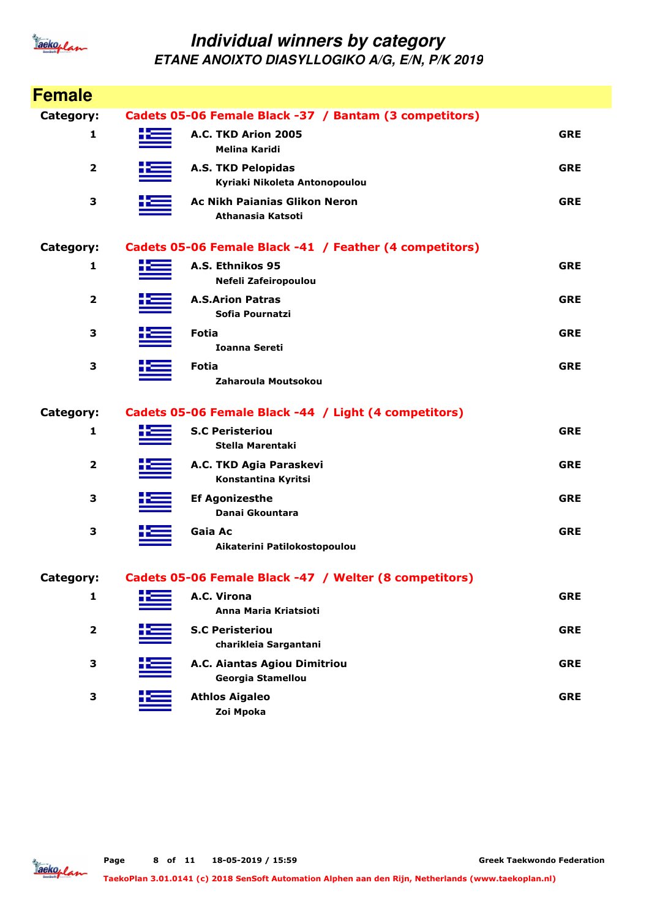# Individual winners by category

## ETANE ANOIXTO DIASYLLOGIKO A/G, E/N, P/K 2019

## Female

**Category: Cadets 05-06 Female Black -37 / Bantam (3 competitors)**

| Place | Club / Name | Country |
|---|---|---|
| 1 | **A.C. TKD Arion 2005**<br>Melina Karidi | GRE |
| 2 | **A.S. TKD Pelopidas**<br>Kyriaki Nikoleta Antonopoulou | GRE |
| 3 | **Ac Nikh Paianias Glikon Neron**<br>Athanasia Katsoti | GRE |

**Category: Cadets 05-06 Female Black -41 / Feather (4 competitors)**

| Place | Club / Name | Country |
|---|---|---|
| 1 | **A.S. Ethnikos 95**<br>Nefeli Zafeiropoulou | GRE |
| 2 | **A.S.Arion Patras**<br>Sofia Pournatzi | GRE |
| 3 | **Fotia**<br>Ioanna Sereti | GRE |
| 3 | **Fotia**<br>Zaharoula Moutsokou | GRE |

**Category: Cadets 05-06 Female Black -44 / Light (4 competitors)**

| Place | Club / Name | Country |
|---|---|---|
| 1 | **S.C Peristeriou**<br>Stella Marentaki | GRE |
| 2 | **A.C. TKD Agia Paraskevi**<br>Konstantina Kyritsi | GRE |
| 3 | **Ef Agonizesthe**<br>Danai Gkountara | GRE |
| 3 | **Gaia Ac**<br>Aikaterini Patilokostopoulou | GRE |

**Category: Cadets 05-06 Female Black -47 / Welter (8 competitors)**

| Place | Club / Name | Country |
|---|---|---|
| 1 | **A.C. Virona**<br>Anna Maria Kriatsioti | GRE |
| 2 | **S.C Peristeriou**<br>charikleia Sargantani | GRE |
| 3 | **A.C. Aiantas Agiou Dimitriou**<br>Georgia Stamellou | GRE |
| 3 | **Athlos Aigaleo**<br>Zoi Mpoka | GRE |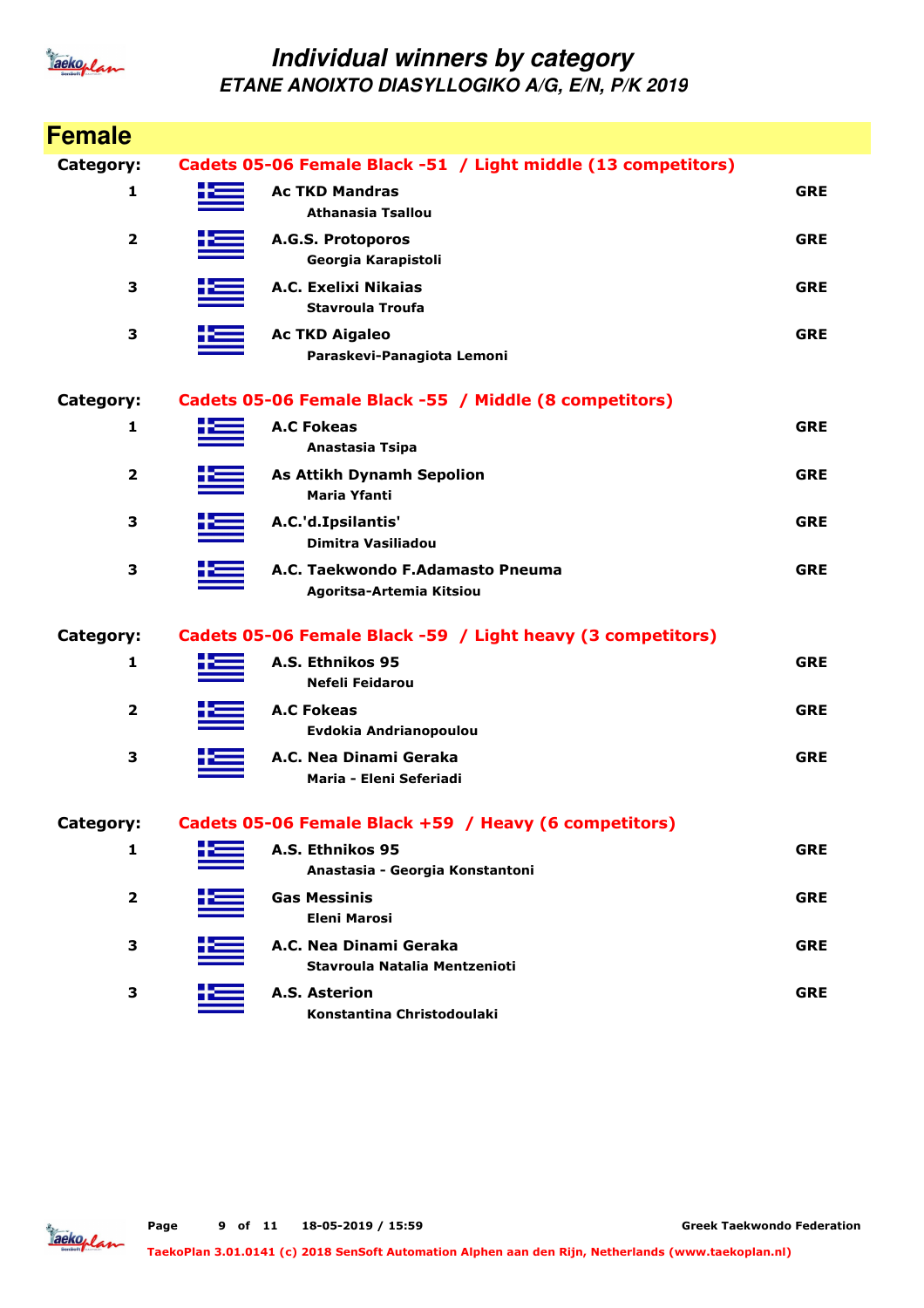# Individual winners by category

## ETANE ANOIXTO DIASYLLOGIKO A/G, E/N, P/K 2019

## Female

### Category: Cadets 05-06 Female Black -51 / Light middle (13 competitors)

| Place | Club / Athlete | Country |
|---|---|---|
| 1 | **Ac TKD Mandras**<br>Athanasia Tsallou | GRE |
| 2 | **A.G.S. Protoporos**<br>Georgia Karapistoli | GRE |
| 3 | **A.C. Exelixi Nikaias**<br>Stavroula Troufa | GRE |
| 3 | **Ac TKD Aigaleo**<br>Paraskevi-Panagiota Lemoni | GRE |

### Category: Cadets 05-06 Female Black -55 / Middle (8 competitors)

| Place | Club / Athlete | Country |
|---|---|---|
| 1 | **A.C Fokeas**<br>Anastasia Tsipa | GRE |
| 2 | **As Attikh Dynamh Sepolion**<br>Maria Yfanti | GRE |
| 3 | **A.C.'d.Ipsilantis'**<br>Dimitra Vasiliadou | GRE |
| 3 | **A.C. Taekwondo F.Adamasto Pneuma**<br>Agoritsa-Artemia Kitsiou | GRE |

### Category: Cadets 05-06 Female Black -59 / Light heavy (3 competitors)

| Place | Club / Athlete | Country |
|---|---|---|
| 1 | **A.S. Ethnikos 95**<br>Nefeli Feidarou | GRE |
| 2 | **A.C Fokeas**<br>Evdokia Andrianopoulou | GRE |
| 3 | **A.C. Nea Dinami Geraka**<br>Maria - Eleni Seferiadi | GRE |

### Category: Cadets 05-06 Female Black +59 / Heavy (6 competitors)

| Place | Club / Athlete | Country |
|---|---|---|
| 1 | **A.S. Ethnikos 95**<br>Anastasia - Georgia Konstantoni | GRE |
| 2 | **Gas Messinis**<br>Eleni Marosi | GRE |
| 3 | **A.C. Nea Dinami Geraka**<br>Stavroula Natalia Mentzenioti | GRE |
| 3 | **A.S. Asterion**<br>Konstantina Christodoulaki | GRE |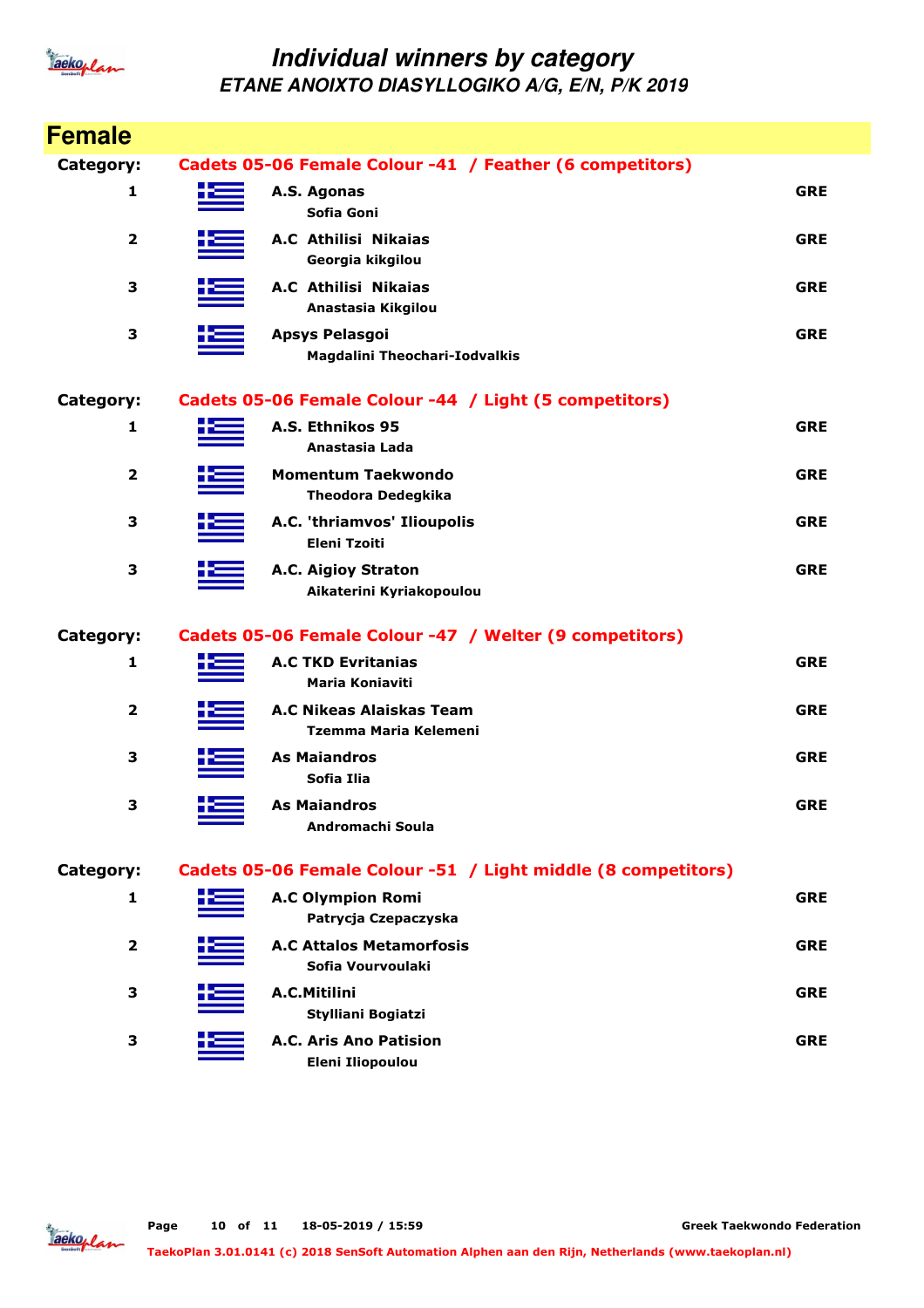# Individual winners by category

## ETANE ANOIXTO DIASYLLOGIKO A/G, E/N, P/K 2019

## Female

**Category: Cadets 05-06 Female Colour -41 / Feather (6 competitors)**

| Place | Club / Name | Country |
|---|---|---|
| 1 | **A.S. Agonas**<br>Sofia Goni | GRE |
| 2 | **A.C Athilisi Nikaias**<br>Georgia kikgilou | GRE |
| 3 | **A.C Athilisi Nikaias**<br>Anastasia Kikgilou | GRE |
| 3 | **Apsys Pelasgoi**<br>Magdalini Theochari-Iodvalkis | GRE |

**Category: Cadets 05-06 Female Colour -44 / Light (5 competitors)**

| Place | Club / Name | Country |
|---|---|---|
| 1 | **A.S. Ethnikos 95**<br>Anastasia Lada | GRE |
| 2 | **Momentum Taekwondo**<br>Theodora Dedegkika | GRE |
| 3 | **A.C. 'thriamvos' Ilioupolis**<br>Eleni Tzoiti | GRE |
| 3 | **A.C. Aigioy Straton**<br>Aikaterini Kyriakopoulou | GRE |

**Category: Cadets 05-06 Female Colour -47 / Welter (9 competitors)**

| Place | Club / Name | Country |
|---|---|---|
| 1 | **A.C TKD Evritanias**<br>Maria Koniaviti | GRE |
| 2 | **A.C Nikeas Alaiskas Team**<br>Tzemma Maria Kelemeni | GRE |
| 3 | **As Maiandros**<br>Sofia Ilia | GRE |
| 3 | **As Maiandros**<br>Andromachi Soula | GRE |

**Category: Cadets 05-06 Female Colour -51 / Light middle (8 competitors)**

| Place | Club / Name | Country |
|---|---|---|
| 1 | **A.C Olympion Romi**<br>Patrycja Czepaczyska | GRE |
| 2 | **A.C Attalos Metamorfosis**<br>Sofia Vourvoulaki | GRE |
| 3 | **A.C.Mitilini**<br>Stylliani Bogiatzi | GRE |
| 3 | **A.C. Aris Ano Patision**<br>Eleni Iliopoulou | GRE |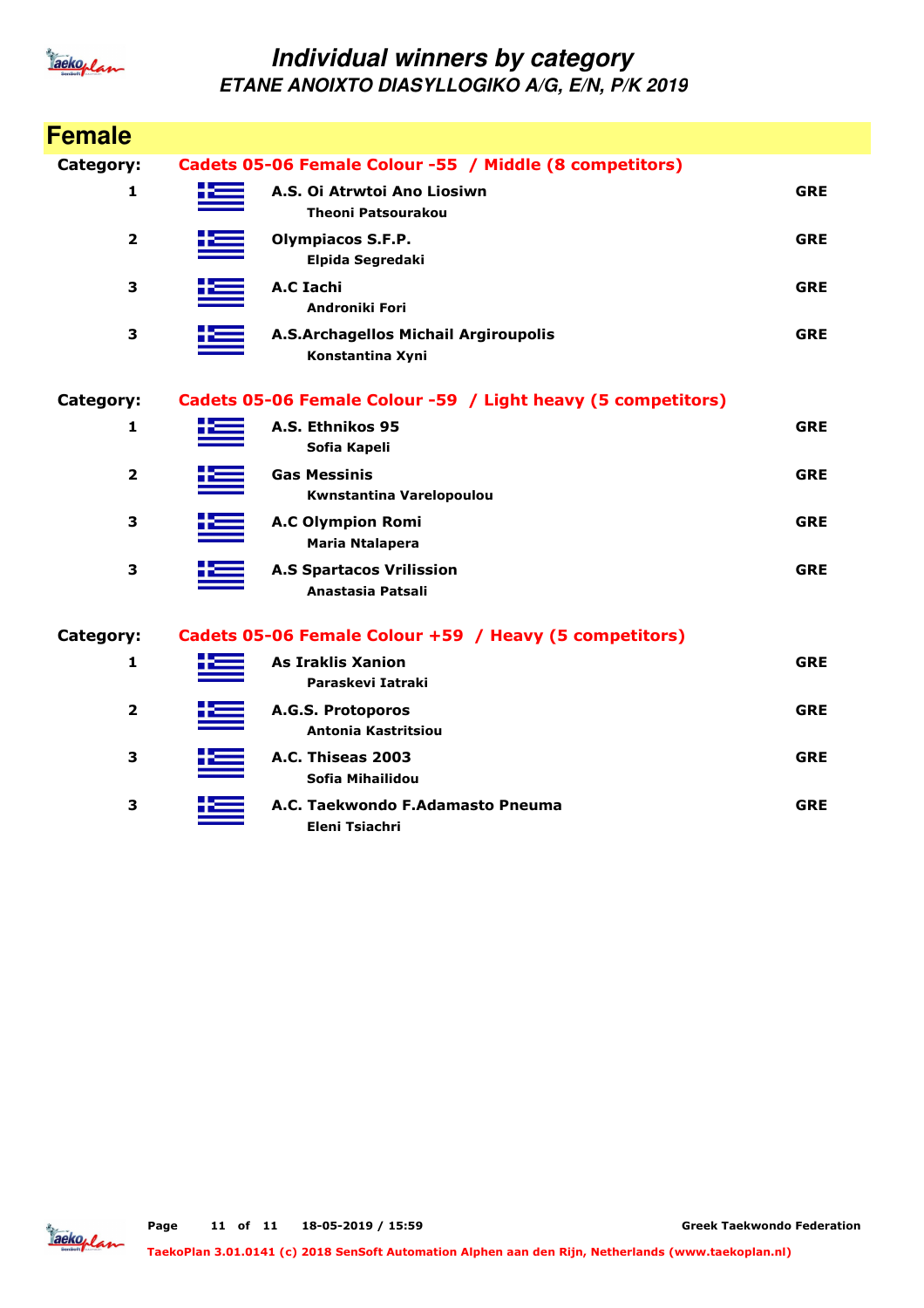# Individual winners by category

## ETANE ANOIXTO DIASYLLOGIKO A/G, E/N, P/K 2019

## Female

**Category:** Cadets 05-06 Female Colour -55 / Middle (8 competitors)

| | | |
|---|---|---|
| 1 | **A.S. Oi Atrwtoi Ano Liosiwn**<br>Theoni Patsourakou | GRE |
| 2 | **Olympiacos S.F.P.**<br>Elpida Segredaki | GRE |
| 3 | **A.C Iachi**<br>Androniki Fori | GRE |
| 3 | **A.S.Archagellos Michail Argiroupolis**<br>Konstantina Xyni | GRE |

**Category:** Cadets 05-06 Female Colour -59 / Light heavy (5 competitors)

| | | |
|---|---|---|
| 1 | **A.S. Ethnikos 95**<br>Sofia Kapeli | GRE |
| 2 | **Gas Messinis**<br>Kwnstantina Varelopoulou | GRE |
| 3 | **A.C Olympion Romi**<br>Maria Ntalapera | GRE |
| 3 | **A.S Spartacos Vrilission**<br>Anastasia Patsali | GRE |

**Category:** Cadets 05-06 Female Colour +59 / Heavy (5 competitors)

| | | |
|---|---|---|
| 1 | **As Iraklis Xanion**<br>Paraskevi Iatraki | GRE |
| 2 | **A.G.S. Protoporos**<br>Antonia Kastritsiou | GRE |
| 3 | **A.C. Thiseas 2003**<br>Sofia Mihailidou | GRE |
| 3 | **A.C. Taekwondo F.Adamasto Pneuma**<br>Eleni Tsiachri | GRE |